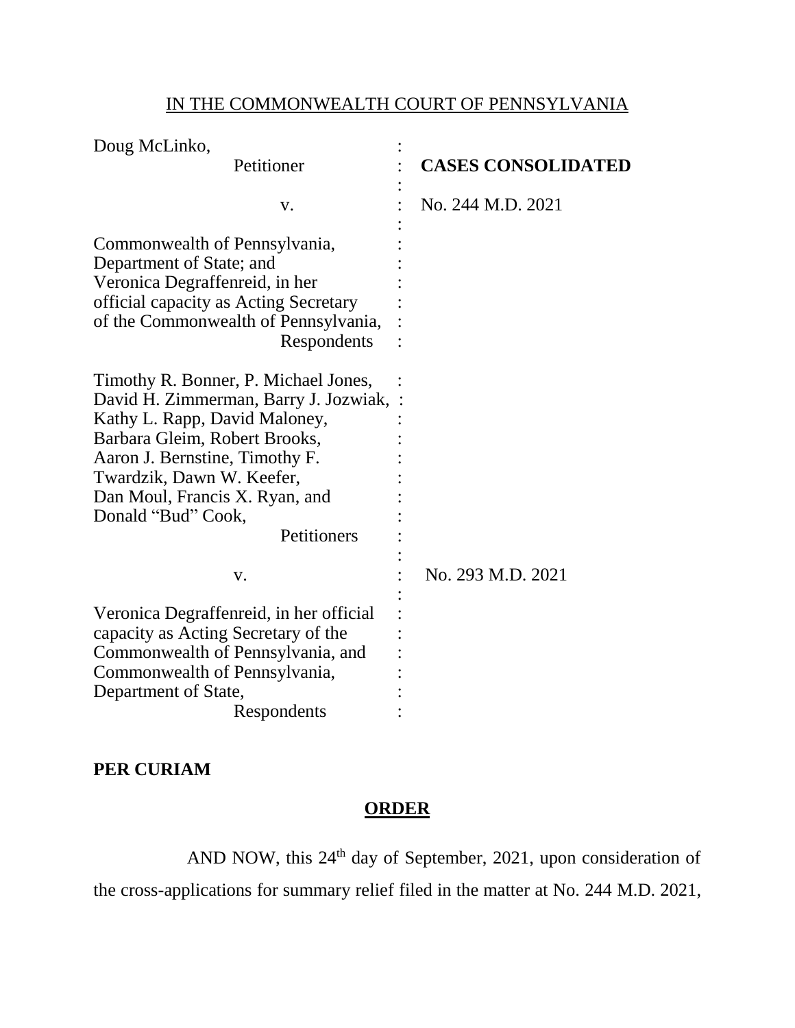IN THE COMMONWEALTH COURT OF PENNSYLVANIA

| | | |
|---|---|---|
| Doug McLinko, Petitioner | : | **CASES CONSOLIDATED** |
| v. | : | No. 244 M.D. 2021 |
| Commonwealth of Pennsylvania, Department of State; and Veronica Degraffenreid, in her official capacity as Acting Secretary of the Commonwealth of Pennsylvania, Respondents | : | |
| Timothy R. Bonner, P. Michael Jones, David H. Zimmerman, Barry J. Jozwiak, Kathy L. Rapp, David Maloney, Barbara Gleim, Robert Brooks, Aaron J. Bernstine, Timothy F. Twardzik, Dawn W. Keefer, Dan Moul, Francis X. Ryan, and Donald "Bud" Cook, Petitioners | : | |
| v. | : | No. 293 M.D. 2021 |
| Veronica Degraffenreid, in her official capacity as Acting Secretary of the Commonwealth of Pennsylvania, and Commonwealth of Pennsylvania, Department of State, Respondents | : | |

**PER CURIAM**

**ORDER**

AND NOW, this 24th day of September, 2021, upon consideration of the cross-applications for summary relief filed in the matter at No. 244 M.D. 2021,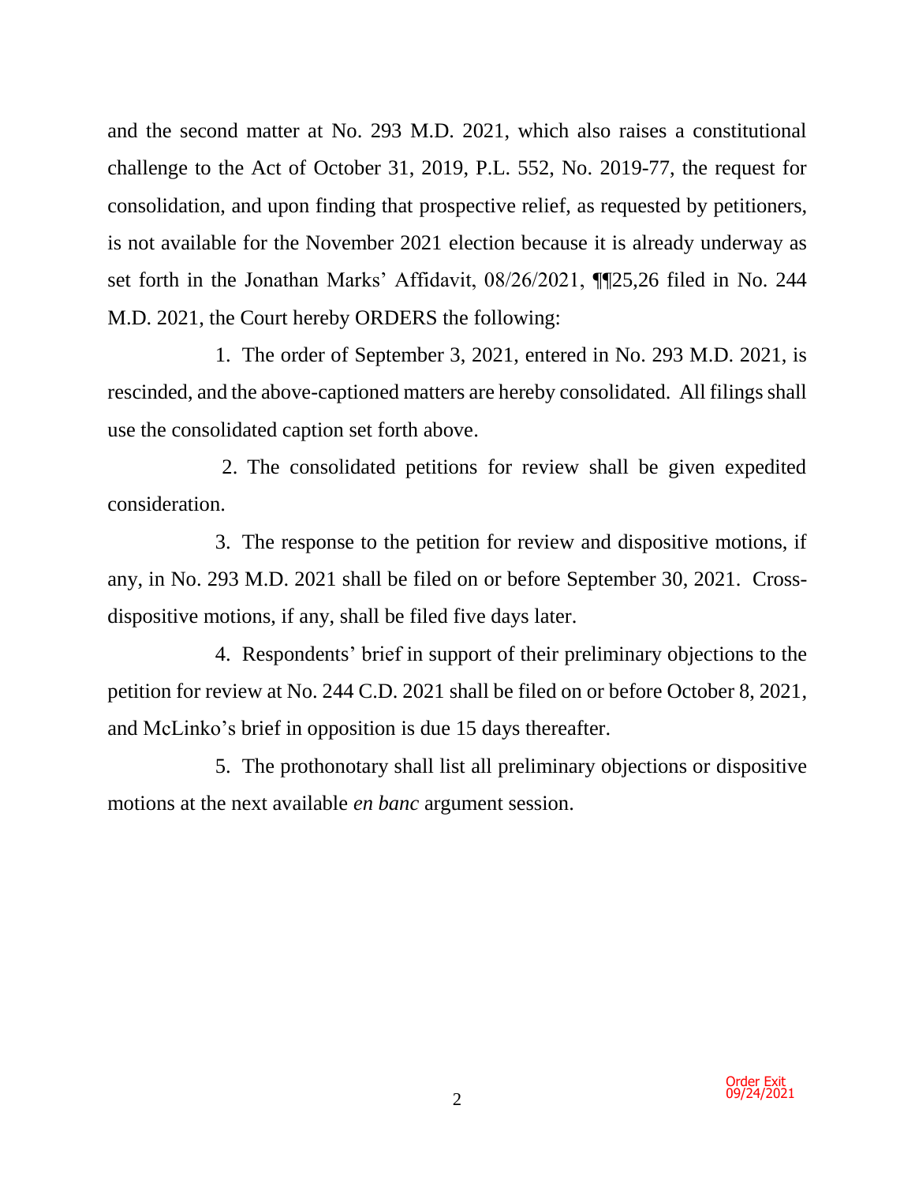and the second matter at No. 293 M.D. 2021, which also raises a constitutional challenge to the Act of October 31, 2019, P.L. 552, No. 2019-77, the request for consolidation, and upon finding that prospective relief, as requested by petitioners, is not available for the November 2021 election because it is already underway as set forth in the Jonathan Marks' Affidavit, 08/26/2021, ¶¶25,26 filed in No. 244 M.D. 2021, the Court hereby ORDERS the following:

1. The order of September 3, 2021, entered in No. 293 M.D. 2021, is rescinded, and the above-captioned matters are hereby consolidated. All filings shall use the consolidated caption set forth above.

2. The consolidated petitions for review shall be given expedited consideration.

3. The response to the petition for review and dispositive motions, if any, in No. 293 M.D. 2021 shall be filed on or before September 30, 2021. Cross-dispositive motions, if any, shall be filed five days later.

4. Respondents' brief in support of their preliminary objections to the petition for review at No. 244 C.D. 2021 shall be filed on or before October 8, 2021, and McLinko's brief in opposition is due 15 days thereafter.

5. The prothonotary shall list all preliminary objections or dispositive motions at the next available *en banc* argument session.

Order Exit
09/24/2021